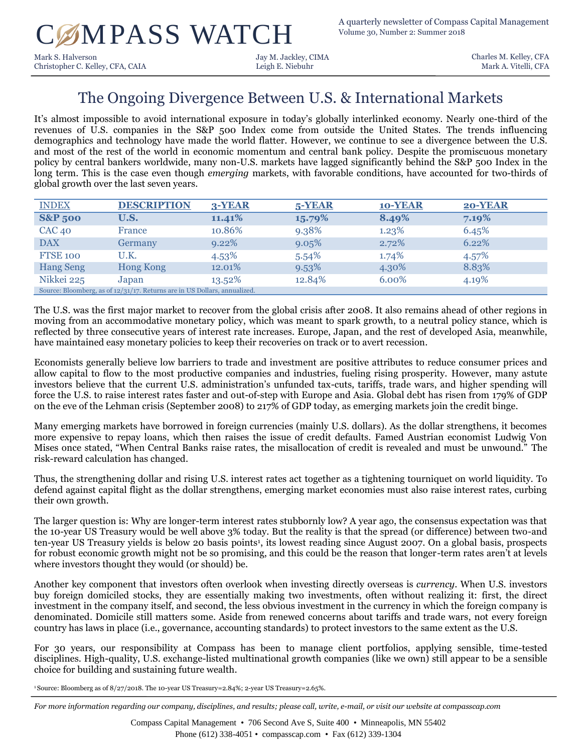# COMPASS WATCH

A quarterly newsletter of Compass Capital Management
Volume 30, Number 2: Summer 2018

Mark S. Halverson
Christopher C. Kelley, CFA, CAIA

Jay M. Jackley, CIMA
Leigh E. Niebuhr

Charles M. Kelley, CFA
Mark A. Vitelli, CFA

## The Ongoing Divergence Between U.S. & International Markets

It's almost impossible to avoid international exposure in today's globally interlinked economy. Nearly one-third of the revenues of U.S. companies in the S&P 500 Index come from outside the United States. The trends influencing demographics and technology have made the world flatter. However, we continue to see a divergence between the U.S. and most of the rest of the world in economic momentum and central bank policy. Despite the promiscuous monetary policy by central bankers worldwide, many non-U.S. markets have lagged significantly behind the S&P 500 Index in the long term. This is the case even though *emerging* markets, with favorable conditions, have accounted for two-thirds of global growth over the last seven years.

| INDEX | DESCRIPTION | 3-YEAR | 5-YEAR | 10-YEAR | 20-YEAR |
|---|---|---|---|---|---|
| **S&P 500** | **U.S.** | **11.41%** | **15.79%** | **8.49%** | **7.19%** |
| CAC 40 | France | 10.86% | 9.38% | 1.23% | 6.45% |
| DAX | Germany | 9.22% | 9.05% | 2.72% | 6.22% |
| FTSE 100 | U.K. | 4.53% | 5.54% | 1.74% | 4.57% |
| Hang Seng | Hong Kong | 12.01% | 9.53% | 4.30% | 8.83% |
| Nikkei 225 | Japan | 13.52% | 12.84% | 6.00% | 4.19% |

Source: Bloomberg, as of 12/31/17. Returns are in US Dollars, annualized.

The U.S. was the first major market to recover from the global crisis after 2008. It also remains ahead of other regions in moving from an accommodative monetary policy, which was meant to spark growth, to a neutral policy stance, which is reflected by three consecutive years of interest rate increases. Europe, Japan, and the rest of developed Asia, meanwhile, have maintained easy monetary policies to keep their recoveries on track or to avert recession.

Economists generally believe low barriers to trade and investment are positive attributes to reduce consumer prices and allow capital to flow to the most productive companies and industries, fueling rising prosperity. However, many astute investors believe that the current U.S. administration's unfunded tax-cuts, tariffs, trade wars, and higher spending will force the U.S. to raise interest rates faster and out-of-step with Europe and Asia. Global debt has risen from 179% of GDP on the eve of the Lehman crisis (September 2008) to 217% of GDP today, as emerging markets join the credit binge.

Many emerging markets have borrowed in foreign currencies (mainly U.S. dollars). As the dollar strengthens, it becomes more expensive to repay loans, which then raises the issue of credit defaults. Famed Austrian economist Ludwig Von Mises once stated, "When Central Banks raise rates, the misallocation of credit is revealed and must be unwound." The risk-reward calculation has changed.

Thus, the strengthening dollar and rising U.S. interest rates act together as a tightening tourniquet on world liquidity. To defend against capital flight as the dollar strengthens, emerging market economies must also raise interest rates, curbing their own growth.

The larger question is: Why are longer-term interest rates stubbornly low? A year ago, the consensus expectation was that the 10-year US Treasury would be well above 3% today. But the reality is that the spread (or difference) between two-and ten-year US Treasury yields is below 20 basis points[1], its lowest reading since August 2007. On a global basis, prospects for robust economic growth might not be so promising, and this could be the reason that longer-term rates aren't at levels where investors thought they would (or should) be.

Another key component that investors often overlook when investing directly overseas is *currency*. When U.S. investors buy foreign domiciled stocks, they are essentially making two investments, often without realizing it: first, the direct investment in the company itself, and second, the less obvious investment in the currency in which the foreign company is denominated. Domicile still matters some. Aside from renewed concerns about tariffs and trade wars, not every foreign country has laws in place (i.e., governance, accounting standards) to protect investors to the same extent as the U.S.

For 30 years, our responsibility at Compass has been to manage client portfolios, applying sensible, time-tested disciplines. High-quality, U.S. exchange-listed multinational growth companies (like we own) still appear to be a sensible choice for building and sustaining future wealth.

[1] Source: Bloomberg as of 8/27/2018. The 10-year US Treasury=2.84%; 2-year US Treasury=2.65%.

*For more information regarding our company, disciplines, and results; please call, write, e-mail, or visit our website at compasscap.com*

Compass Capital Management • 706 Second Ave S, Suite 400 • Minneapolis, MN 55402
Phone (612) 338-4051 • compasscap.com • Fax (612) 339-1304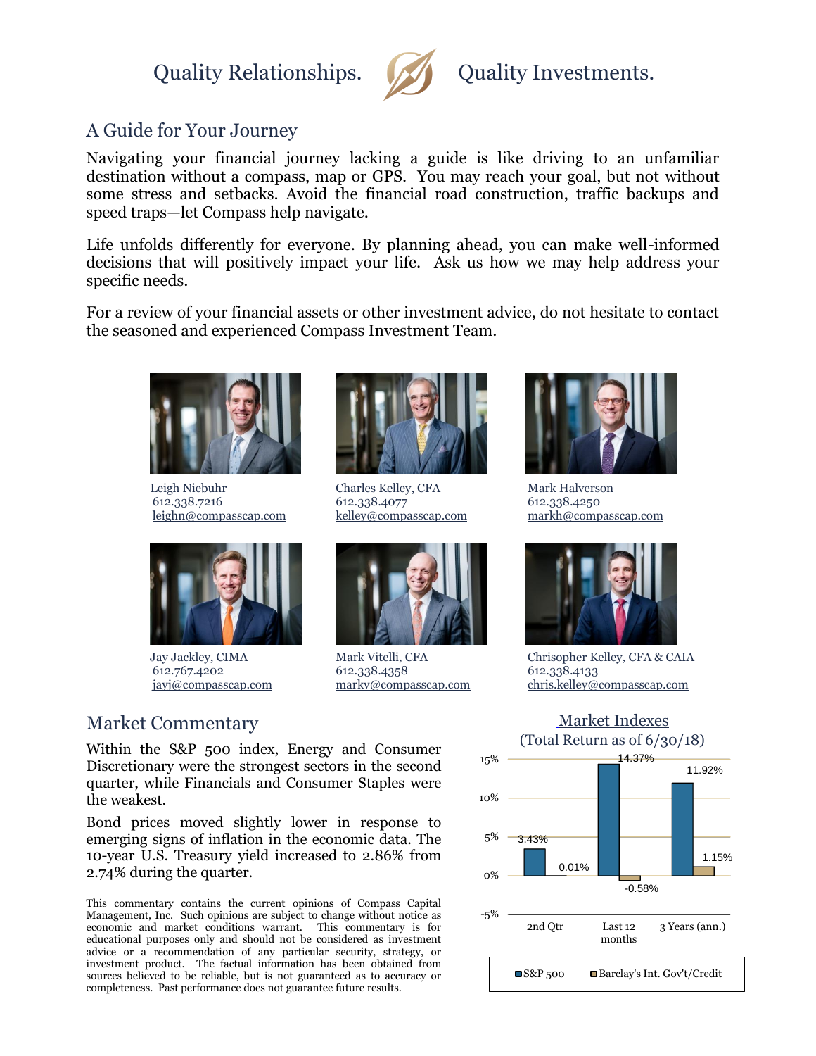Quality Relationships. Quality Investments.

## A Guide for Your Journey

Navigating your financial journey lacking a guide is like driving to an unfamiliar destination without a compass, map or GPS. You may reach your goal, but not without some stress and setbacks. Avoid the financial road construction, traffic backups and speed traps—let Compass help navigate.

Life unfolds differently for everyone. By planning ahead, you can make well-informed decisions that will positively impact your life. Ask us how we may help address your specific needs.

For a review of your financial assets or other investment advice, do not hesitate to contact the seasoned and experienced Compass Investment Team.

Leigh Niebuhr
612.338.7216
leighn@compasscap.com

Charles Kelley, CFA
612.338.4077
kelley@compasscap.com

Mark Halverson
612.338.4250
markh@compasscap.com

Jay Jackley, CIMA
612.767.4202
jayj@compasscap.com

Mark Vitelli, CFA
612.338.4358
markv@compasscap.com

Chrisopher Kelley, CFA & CAIA
612.338.4133
chris.kelley@compasscap.com

## Market Commentary

Within the S&P 500 index, Energy and Consumer Discretionary were the strongest sectors in the second quarter, while Financials and Consumer Staples were the weakest.

Bond prices moved slightly lower in response to emerging signs of inflation in the economic data. The 10-year U.S. Treasury yield increased to 2.86% from 2.74% during the quarter.

This commentary contains the current opinions of Compass Capital Management, Inc. Such opinions are subject to change without notice as economic and market conditions warrant. This commentary is for educational purposes only and should not be considered as investment advice or a recommendation of any particular security, strategy, or investment product. The factual information has been obtained from sources believed to be reliable, but is not guaranteed as to accuracy or completeness. Past performance does not guarantee future results.

Market Indexes
(Total Return as of 6/30/18)

15%
10%
5%
0%
-5%

3.43%
0.01%
14.37%
-0.58%
11.92%
1.15%

2nd Qtr
Last 12 months
3 Years (ann.)

S&P 500
Barclay's Int. Gov't/Credit